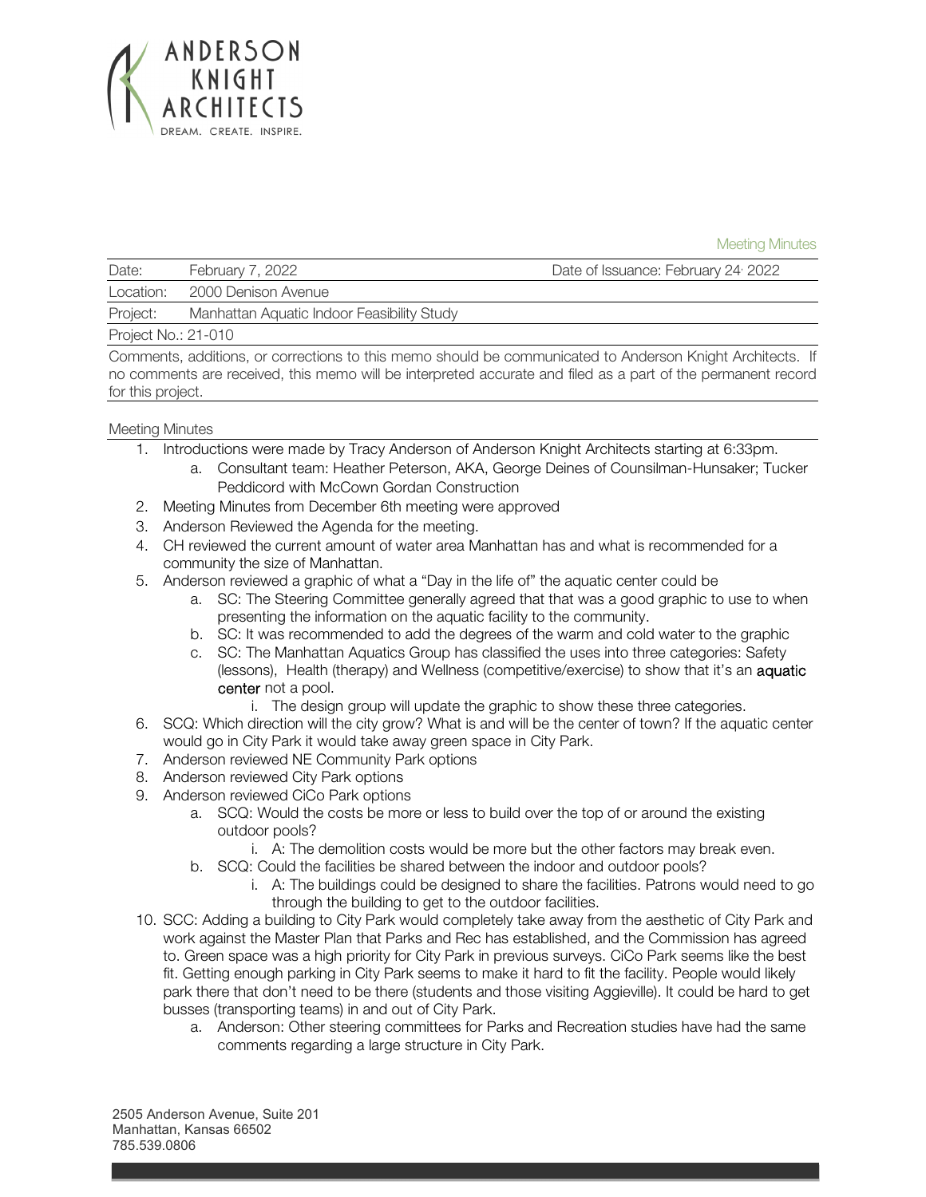ANDERSON KNIGHT ARCHITECTS

DREAM. CREATE. INSPIRE.

Meeting Minutes

| Date: | February 7, 2022 | Date of Issuance: February 24· 2022 |
|---|---|---|
| Location: | 2000 Denison Avenue | |
| Project: | Manhattan Aquatic Indoor Feasibility Study | |
| Project No.: 21-010 | | |

Comments, additions, or corrections to this memo should be communicated to Anderson Knight Architects. If no comments are received, this memo will be interpreted accurate and filed as a part of the permanent record for this project.

## Meeting Minutes

1. Introductions were made by Tracy Anderson of Anderson Knight Architects starting at 6:33pm.
   a. Consultant team: Heather Peterson, AKA, George Deines of Counsilman-Hunsaker; Tucker Peddicord with McCown Gordan Construction
2. Meeting Minutes from December 6th meeting were approved
3. Anderson Reviewed the Agenda for the meeting.
4. CH reviewed the current amount of water area Manhattan has and what is recommended for a community the size of Manhattan.
5. Anderson reviewed a graphic of what a "Day in the life of" the aquatic center could be
   a. SC: The Steering Committee generally agreed that that was a good graphic to use to when presenting the information on the aquatic facility to the community.
   b. SC: It was recommended to add the degrees of the warm and cold water to the graphic
   c. SC: The Manhattan Aquatics Group has classified the uses into three categories: Safety (lessons), Health (therapy) and Wellness (competitive/exercise) to show that it's an **aquatic center** not a pool.
      i. The design group will update the graphic to show these three categories.
6. SCQ: Which direction will the city grow? What is and will be the center of town? If the aquatic center would go in City Park it would take away green space in City Park.
7. Anderson reviewed NE Community Park options
8. Anderson reviewed City Park options
9. Anderson reviewed CiCo Park options
   a. SCQ: Would the costs be more or less to build over the top of or around the existing outdoor pools?
      i. A: The demolition costs would be more but the other factors may break even.
   b. SCQ: Could the facilities be shared between the indoor and outdoor pools?
      i. A: The buildings could be designed to share the facilities. Patrons would need to go through the building to get to the outdoor facilities.
10. SCC: Adding a building to City Park would completely take away from the aesthetic of City Park and work against the Master Plan that Parks and Rec has established, and the Commission has agreed to. Green space was a high priority for City Park in previous surveys. CiCo Park seems like the best fit. Getting enough parking in City Park seems to make it hard to fit the facility. People would likely park there that don't need to be there (students and those visiting Aggieville). It could be hard to get busses (transporting teams) in and out of City Park.
    a. Anderson: Other steering committees for Parks and Recreation studies have had the same comments regarding a large structure in City Park.

2505 Anderson Avenue, Suite 201
Manhattan, Kansas 66502
785.539.0806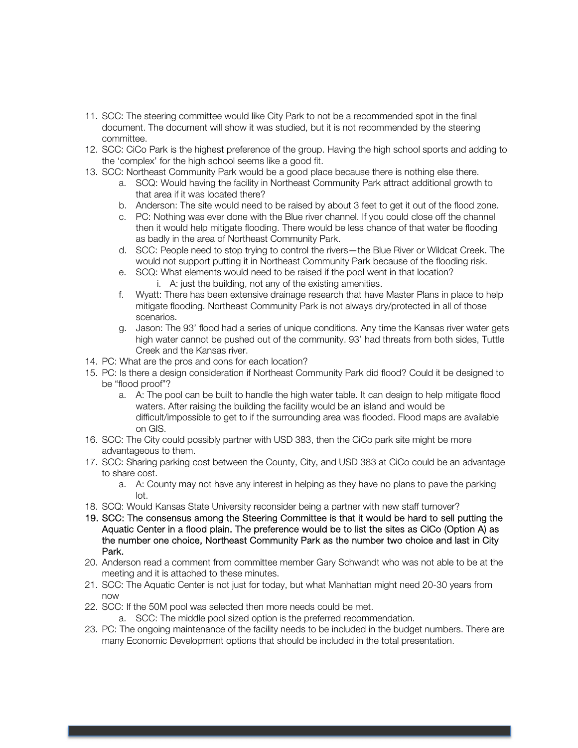11. SCC: The steering committee would like City Park to not be a recommended spot in the final document. The document will show it was studied, but it is not recommended by the steering committee.
12. SCC: CiCo Park is the highest preference of the group. Having the high school sports and adding to the 'complex' for the high school seems like a good fit.
13. SCC: Northeast Community Park would be a good place because there is nothing else there.
    a. SCQ: Would having the facility in Northeast Community Park attract additional growth to that area if it was located there?
    b. Anderson: The site would need to be raised by about 3 feet to get it out of the flood zone.
    c. PC: Nothing was ever done with the Blue river channel. If you could close off the channel then it would help mitigate flooding. There would be less chance of that water be flooding as badly in the area of Northeast Community Park.
    d. SCC: People need to stop trying to control the rivers—the Blue River or Wildcat Creek. The would not support putting it in Northeast Community Park because of the flooding risk.
    e. SCQ: What elements would need to be raised if the pool went in that location?
        i. A: just the building, not any of the existing amenities.
    f. Wyatt: There has been extensive drainage research that have Master Plans in place to help mitigate flooding. Northeast Community Park is not always dry/protected in all of those scenarios.
    g. Jason: The 93' flood had a series of unique conditions. Any time the Kansas river water gets high water cannot be pushed out of the community. 93' had threats from both sides, Tuttle Creek and the Kansas river.
14. PC: What are the pros and cons for each location?
15. PC: Is there a design consideration if Northeast Community Park did flood? Could it be designed to be "flood proof"?
    a. A: The pool can be built to handle the high water table. It can design to help mitigate flood waters. After raising the building the facility would be an island and would be difficult/impossible to get to if the surrounding area was flooded. Flood maps are available on GIS.
16. SCC: The City could possibly partner with USD 383, then the CiCo park site might be more advantageous to them.
17. SCC: Sharing parking cost between the County, City, and USD 383 at CiCo could be an advantage to share cost.
    a. A: County may not have any interest in helping as they have no plans to pave the parking lot.
18. SCQ: Would Kansas State University reconsider being a partner with new staff turnover?
19. SCC: The consensus among the Steering Committee is that it would be hard to sell putting the Aquatic Center in a flood plain. The preference would be to list the sites as CiCo (Option A) as the number one choice, Northeast Community Park as the number two choice and last in City Park.
20. Anderson read a comment from committee member Gary Schwandt who was not able to be at the meeting and it is attached to these minutes.
21. SCC: The Aquatic Center is not just for today, but what Manhattan might need 20-30 years from now
22. SCC: If the 50M pool was selected then more needs could be met.
    a. SCC: The middle pool sized option is the preferred recommendation.
23. PC: The ongoing maintenance of the facility needs to be included in the budget numbers. There are many Economic Development options that should be included in the total presentation.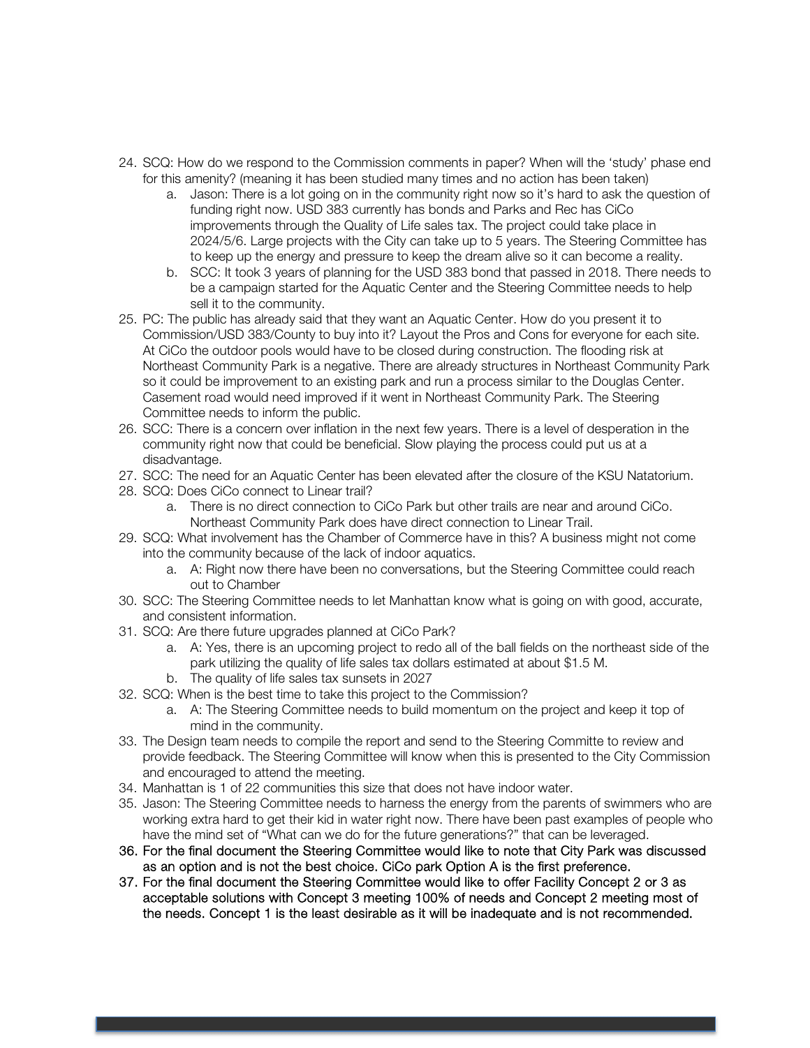24. SCQ: How do we respond to the Commission comments in paper? When will the 'study' phase end for this amenity? (meaning it has been studied many times and no action has been taken)
    a. Jason: There is a lot going on in the community right now so it's hard to ask the question of funding right now. USD 383 currently has bonds and Parks and Rec has CiCo improvements through the Quality of Life sales tax. The project could take place in 2024/5/6. Large projects with the City can take up to 5 years. The Steering Committee has to keep up the energy and pressure to keep the dream alive so it can become a reality.
    b. SCC: It took 3 years of planning for the USD 383 bond that passed in 2018. There needs to be a campaign started for the Aquatic Center and the Steering Committee needs to help sell it to the community.
25. PC: The public has already said that they want an Aquatic Center. How do you present it to Commission/USD 383/County to buy into it? Layout the Pros and Cons for everyone for each site. At CiCo the outdoor pools would have to be closed during construction. The flooding risk at Northeast Community Park is a negative. There are already structures in Northeast Community Park so it could be improvement to an existing park and run a process similar to the Douglas Center. Casement road would need improved if it went in Northeast Community Park. The Steering Committee needs to inform the public.
26. SCC: There is a concern over inflation in the next few years. There is a level of desperation in the community right now that could be beneficial. Slow playing the process could put us at a disadvantage.
27. SCC: The need for an Aquatic Center has been elevated after the closure of the KSU Natatorium.
28. SCQ: Does CiCo connect to Linear trail?
    a. There is no direct connection to CiCo Park but other trails are near and around CiCo. Northeast Community Park does have direct connection to Linear Trail.
29. SCQ: What involvement has the Chamber of Commerce have in this? A business might not come into the community because of the lack of indoor aquatics.
    a. A: Right now there have been no conversations, but the Steering Committee could reach out to Chamber
30. SCC: The Steering Committee needs to let Manhattan know what is going on with good, accurate, and consistent information.
31. SCQ: Are there future upgrades planned at CiCo Park?
    a. A: Yes, there is an upcoming project to redo all of the ball fields on the northeast side of the park utilizing the quality of life sales tax dollars estimated at about $1.5 M.
    b. The quality of life sales tax sunsets in 2027
32. SCQ: When is the best time to take this project to the Commission?
    a. A: The Steering Committee needs to build momentum on the project and keep it top of mind in the community.
33. The Design team needs to compile the report and send to the Steering Committe to review and provide feedback. The Steering Committee will know when this is presented to the City Commission and encouraged to attend the meeting.
34. Manhattan is 1 of 22 communities this size that does not have indoor water.
35. Jason: The Steering Committee needs to harness the energy from the parents of swimmers who are working extra hard to get their kid in water right now. There have been past examples of people who have the mind set of "What can we do for the future generations?" that can be leveraged.
36. **For the final document the Steering Committee would like to note that City Park was discussed as an option and is not the best choice. CiCo park Option A is the first preference.**
37. **For the final document the Steering Committee would like to offer Facility Concept 2 or 3 as acceptable solutions with Concept 3 meeting 100% of needs and Concept 2 meeting most of the needs. Concept 1 is the least desirable as it will be inadequate and is not recommended.**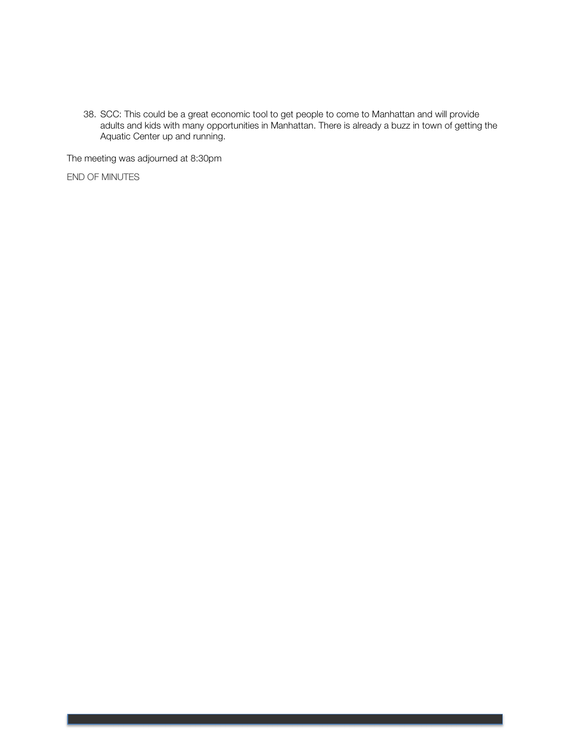38. SCC: This could be a great economic tool to get people to come to Manhattan and will provide adults and kids with many opportunities in Manhattan. There is already a buzz in town of getting the Aquatic Center up and running.

The meeting was adjourned at 8:30pm

END OF MINUTES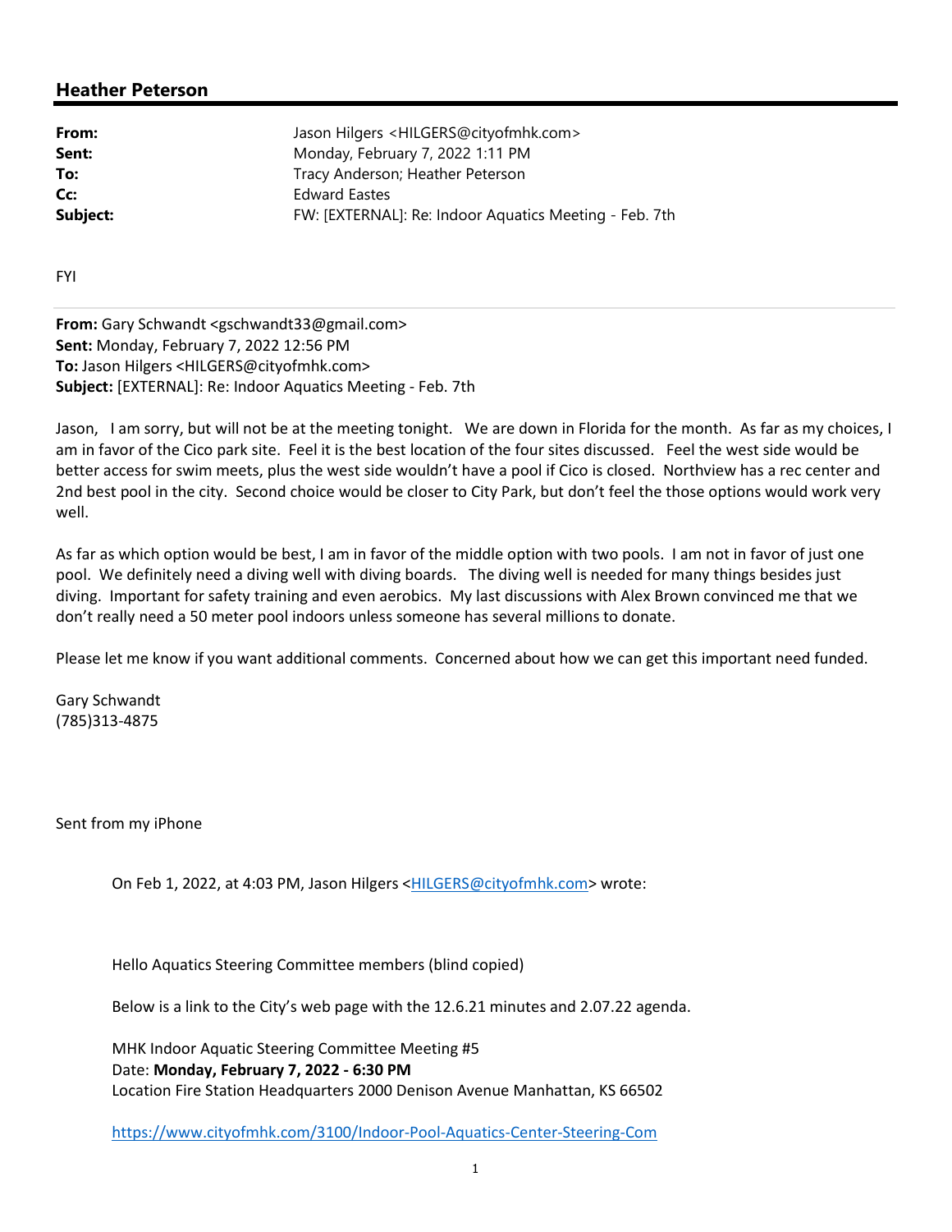## Heather Peterson

| | |
|---|---|
| **From:** | Jason Hilgers <HILGERS@cityofmhk.com> |
| **Sent:** | Monday, February 7, 2022 1:11 PM |
| **To:** | Tracy Anderson; Heather Peterson |
| **Cc:** | Edward Eastes |
| **Subject:** | FW: [EXTERNAL]: Re: Indoor Aquatics Meeting - Feb. 7th |

FYI

---

**From:** Gary Schwandt <gschwandt33@gmail.com>
**Sent:** Monday, February 7, 2022 12:56 PM
**To:** Jason Hilgers <HILGERS@cityofmhk.com>
**Subject:** [EXTERNAL]: Re: Indoor Aquatics Meeting - Feb. 7th

Jason, I am sorry, but will not be at the meeting tonight. We are down in Florida for the month. As far as my choices, I am in favor of the Cico park site. Feel it is the best location of the four sites discussed. Feel the west side would be better access for swim meets, plus the west side wouldn't have a pool if Cico is closed. Northview has a rec center and 2nd best pool in the city. Second choice would be closer to City Park, but don't feel the those options would work very well.

As far as which option would be best, I am in favor of the middle option with two pools. I am not in favor of just one pool. We definitely need a diving well with diving boards. The diving well is needed for many things besides just diving. Important for safety training and even aerobics. My last discussions with Alex Brown convinced me that we don't really need a 50 meter pool indoors unless someone has several millions to donate.

Please let me know if you want additional comments. Concerned about how we can get this important need funded.

Gary Schwandt
(785)313-4875

Sent from my iPhone

> On Feb 1, 2022, at 4:03 PM, Jason Hilgers <HILGERS@cityofmhk.com> wrote:
>
> Hello Aquatics Steering Committee members (blind copied)
>
> Below is a link to the City's web page with the 12.6.21 minutes and 2.07.22 agenda.
>
> MHK Indoor Aquatic Steering Committee Meeting #5
> Date: **Monday, February 7, 2022 - 6:30 PM**
> Location Fire Station Headquarters 2000 Denison Avenue Manhattan, KS 66502
>
> https://www.cityofmhk.com/3100/Indoor-Pool-Aquatics-Center-Steering-Com